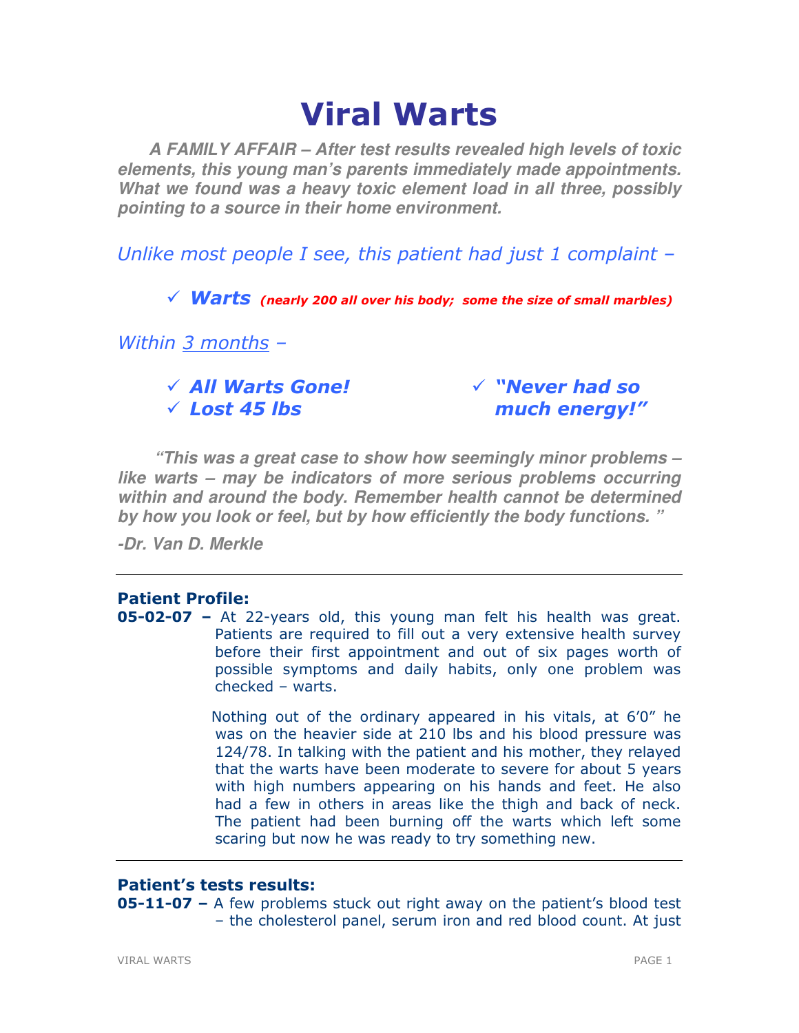# Viral Warts

***A FAMILY AFFAIR – After test results revealed high levels of toxic elements, this young man's parents immediately made appointments. What we found was a heavy toxic element load in all three, possibly pointing to a source in their home environment.***

*Unlike most people I see, this patient had just 1 complaint –*

- ✓ ***Warts*** ***(nearly 200 all over his body; some the size of small marbles)***

*Within 3 months –*

- ✓ ***All Warts Gone!***
- ✓ ***Lost 45 lbs***
- ✓ ***"Never had so much energy!"***

***"This was a great case to show how seemingly minor problems – like warts – may be indicators of more serious problems occurring within and around the body. Remember health cannot be determined by how you look or feel, but by how efficiently the body functions."***

***-Dr. Van D. Merkle***

---

### Patient Profile:

**05-02-07 –** At 22-years old, this young man felt his health was great. Patients are required to fill out a very extensive health survey before their first appointment and out of six pages worth of possible symptoms and daily habits, only one problem was checked – warts.

Nothing out of the ordinary appeared in his vitals, at 6'0" he was on the heavier side at 210 lbs and his blood pressure was 124/78. In talking with the patient and his mother, they relayed that the warts have been moderate to severe for about 5 years with high numbers appearing on his hands and feet. He also had a few in others in areas like the thigh and back of neck. The patient had been burning off the warts which left some scaring but now he was ready to try something new.

---

### Patient's tests results:

**05-11-07 –** A few problems stuck out right away on the patient's blood test – the cholesterol panel, serum iron and red blood count. At just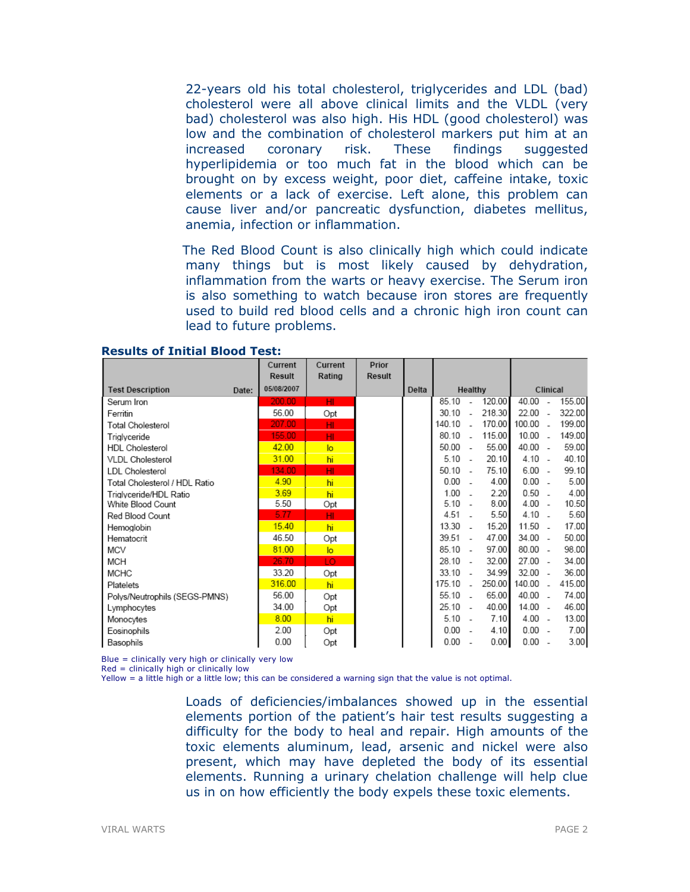22-years old his total cholesterol, triglycerides and LDL (bad) cholesterol were all above clinical limits and the VLDL (very bad) cholesterol was also high. His HDL (good cholesterol) was low and the combination of cholesterol markers put him at an increased coronary risk. These findings suggested hyperlipidemia or too much fat in the blood which can be brought on by excess weight, poor diet, caffeine intake, toxic elements or a lack of exercise. Left alone, this problem can cause liver and/or pancreatic dysfunction, diabetes mellitus, anemia, infection or inflammation.

The Red Blood Count is also clinically high which could indicate many things but is most likely caused by dehydration, inflammation from the warts or heavy exercise. The Serum iron is also something to watch because iron stores are frequently used to build red blood cells and a chronic high iron count can lead to future problems.

**Results of Initial Blood Test:**

| Test Description | Current Result 05/08/2007 | Current Rating | Prior Result | Delta | Healthy | Clinical |
|---|---|---|---|---|---|---|
| Serum Iron | 200.00 | HI | | | 85.10 - 120.00 | 40.00 - 155.00 |
| Ferritin | 56.00 | Opt | | | 30.10 - 218.30 | 22.00 - 322.00 |
| Total Cholesterol | 207.00 | HI | | | 140.10 - 170.00 | 100.00 - 199.00 |
| Triglyceride | 155.00 | HI | | | 80.10 - 115.00 | 10.00 - 149.00 |
| HDL Cholesterol | 42.00 | lo | | | 50.00 - 55.00 | 40.00 - 59.00 |
| VLDL Cholesterol | 31.00 | hi | | | 5.10 - 20.10 | 4.10 - 40.10 |
| LDL Cholesterol | 134.00 | HI | | | 50.10 - 75.10 | 6.00 - 99.10 |
| Total Cholesterol / HDL Ratio | 4.90 | hi | | | 0.00 - 4.00 | 0.00 - 5.00 |
| Triglyceride/HDL Ratio | 3.69 | hi | | | 1.00 - 2.20 | 0.50 - 4.00 |
| White Blood Count | 5.50 | Opt | | | 5.10 - 8.00 | 4.00 - 10.50 |
| Red Blood Count | 5.77 | HI | | | 4.51 - 5.50 | 4.10 - 5.60 |
| Hemoglobin | 15.40 | hi | | | 13.30 - 15.20 | 11.50 - 17.00 |
| Hematocrit | 46.50 | Opt | | | 39.51 - 47.00 | 34.00 - 50.00 |
| MCV | 81.00 | lo | | | 85.10 - 97.00 | 80.00 - 98.00 |
| MCH | 26.70 | LO | | | 28.10 - 32.00 | 27.00 - 34.00 |
| MCHC | 33.20 | Opt | | | 33.10 - 34.99 | 32.00 - 36.00 |
| Platelets | 316.00 | hi | | | 175.10 - 250.00 | 140.00 - 415.00 |
| Polys/Neutrophils (SEGS-PMNS) | 56.00 | Opt | | | 55.10 - 65.00 | 40.00 - 74.00 |
| Lymphocytes | 34.00 | Opt | | | 25.10 - 40.00 | 14.00 - 46.00 |
| Monocytes | 8.00 | hi | | | 5.10 - 7.10 | 4.00 - 13.00 |
| Eosinophils | 2.00 | Opt | | | 0.00 - 4.10 | 0.00 - 7.00 |
| Basophils | 0.00 | Opt | | | 0.00 - 0.00 | 0.00 - 3.00 |

Blue = clinically very high or clinically very low
Red = clinically high or clinically low
Yellow = a little high or a little low; this can be considered a warning sign that the value is not optimal.

Loads of deficiencies/imbalances showed up in the essential elements portion of the patient's hair test results suggesting a difficulty for the body to heal and repair. High amounts of the toxic elements aluminum, lead, arsenic and nickel were also present, which may have depleted the body of its essential elements. Running a urinary chelation challenge will help clue us in on how efficiently the body expels these toxic elements.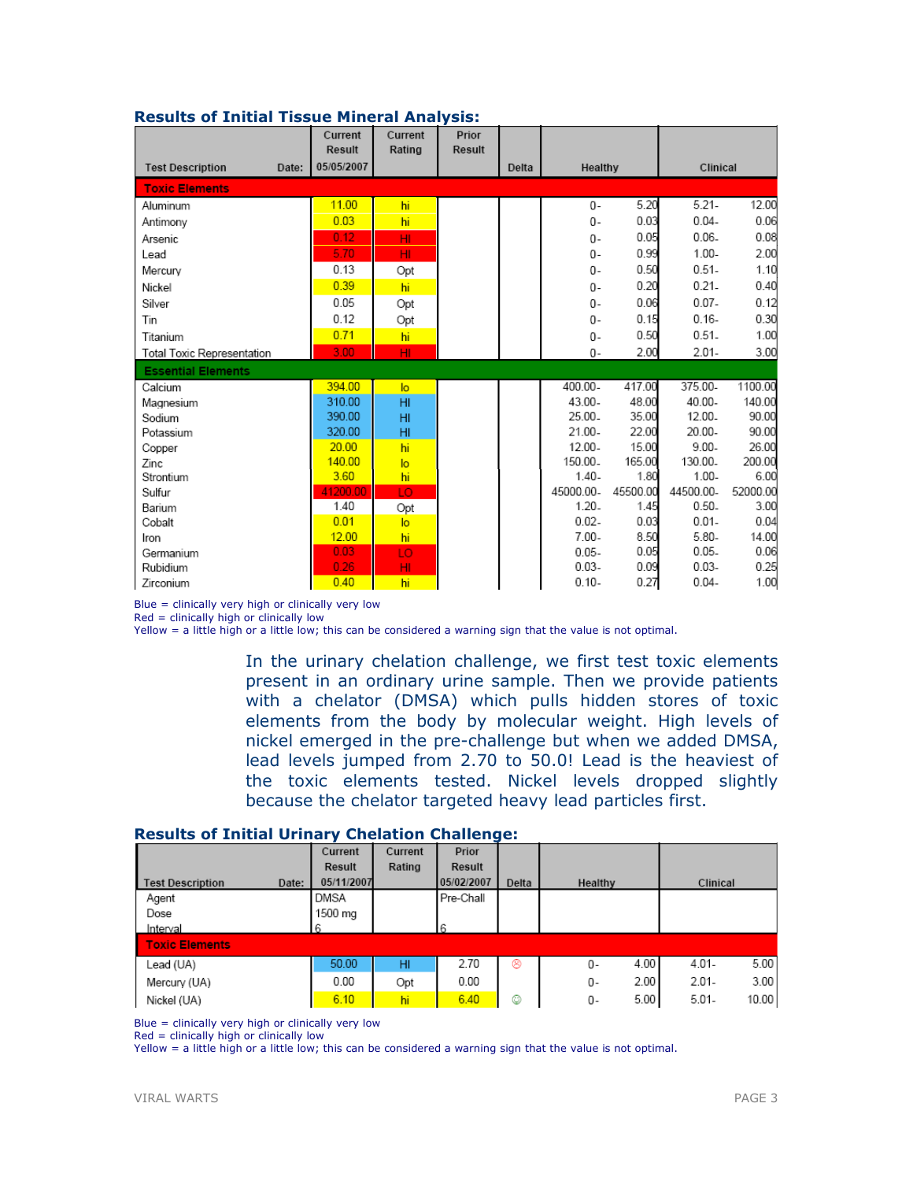### Results of Initial Tissue Mineral Analysis:

| Test Description | Current Result 05/05/2007 | Current Rating | Prior Result | Delta | Healthy | | Clinical | |
|---|---|---|---|---|---|---|---|---|
| **Toxic Elements** | | | | | | | | |
| Aluminum | 11.00 | hi | | | 0- | 5.20 | 5.21- | 12.00 |
| Antimony | 0.03 | hi | | | 0- | 0.03 | 0.04- | 0.06 |
| Arsenic | 0.12 | HI | | | 0- | 0.05 | 0.06- | 0.08 |
| Lead | 5.70 | HI | | | 0- | 0.99 | 1.00- | 2.00 |
| Mercury | 0.13 | Opt | | | 0- | 0.50 | 0.51- | 1.10 |
| Nickel | 0.39 | hi | | | 0- | 0.20 | 0.21- | 0.40 |
| Silver | 0.05 | Opt | | | 0- | 0.06 | 0.07- | 0.12 |
| Tin | 0.12 | Opt | | | 0- | 0.15 | 0.16- | 0.30 |
| Titanium | 0.71 | hi | | | 0- | 0.50 | 0.51- | 1.00 |
| Total Toxic Representation | 3.00 | HI | | | 0- | 2.00 | 2.01- | 3.00 |
| **Essential Elements** | | | | | | | | |
| Calcium | 394.00 | lo | | | 400.00- | 417.00 | 375.00- | 1100.00 |
| Magnesium | 310.00 | HI | | | 43.00- | 48.00 | 40.00- | 140.00 |
| Sodium | 390.00 | HI | | | 25.00- | 35.00 | 12.00- | 90.00 |
| Potassium | 320.00 | HI | | | 21.00- | 22.00 | 20.00- | 90.00 |
| Copper | 20.00 | hi | | | 12.00- | 15.00 | 9.00- | 26.00 |
| Zinc | 140.00 | lo | | | 150.00- | 165.00 | 130.00- | 200.00 |
| Strontium | 3.60 | hi | | | 1.40- | 1.80 | 1.00- | 6.00 |
| Sulfur | 41200.00 | LO | | | 45000.00- | 45500.00 | 44500.00- | 52000.00 |
| Barium | 1.40 | Opt | | | 1.20- | 1.45 | 0.50- | 3.00 |
| Cobalt | 0.01 | lo | | | 0.02- | 0.03 | 0.01- | 0.04 |
| Iron | 12.00 | hi | | | 7.00- | 8.50 | 5.80- | 14.00 |
| Germanium | 0.03 | LO | | | 0.05- | 0.05 | 0.05- | 0.06 |
| Rubidium | 0.26 | HI | | | 0.03- | 0.09 | 0.03- | 0.25 |
| Zirconium | 0.40 | hi | | | 0.10- | 0.27 | 0.04- | 1.00 |

Blue = clinically very high or clinically very low
Red = clinically high or clinically low
Yellow = a little high or a little low; this can be considered a warning sign that the value is not optimal.

In the urinary chelation challenge, we first test toxic elements present in an ordinary urine sample. Then we provide patients with a chelator (DMSA) which pulls hidden stores of toxic elements from the body by molecular weight. High levels of nickel emerged in the pre-challenge but when we added DMSA, lead levels jumped from 2.70 to 50.0! Lead is the heaviest of the toxic elements tested. Nickel levels dropped slightly because the chelator targeted heavy lead particles first.

### Results of Initial Urinary Chelation Challenge:

| Test Description | Current Result 05/11/2007 | Current Rating | Prior Result 05/02/2007 | Delta | Healthy | | Clinical | |
|---|---|---|---|---|---|---|---|---|
| Agent | DMSA | | Pre-Chall | | | | | |
| Dose | 1500 mg | | | | | | | |
| Interval | 6 | | 6 | | | | | |
| **Toxic Elements** | | | | | | | | |
| Lead (UA) | 50.00 | HI | 2.70 | ☹ | 0- | 4.00 | 4.01- | 5.00 |
| Mercury (UA) | 0.00 | Opt | 0.00 | | 0- | 2.00 | 2.01- | 3.00 |
| Nickel (UA) | 6.10 | hi | 6.40 | ☺ | 0- | 5.00 | 5.01- | 10.00 |

Blue = clinically very high or clinically very low
Red = clinically high or clinically low
Yellow = a little high or a little low; this can be considered a warning sign that the value is not optimal.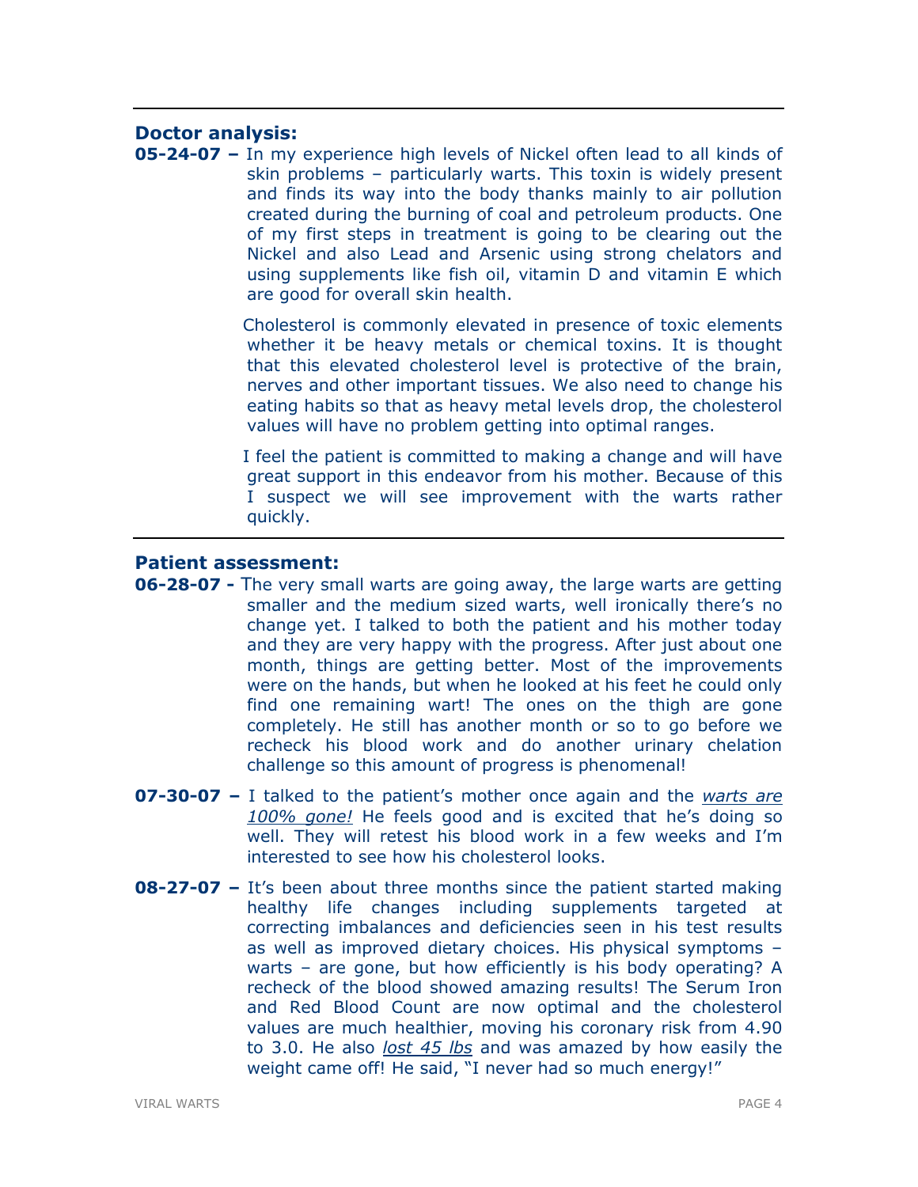## Doctor analysis:

**05-24-07 –** In my experience high levels of Nickel often lead to all kinds of skin problems – particularly warts. This toxin is widely present and finds its way into the body thanks mainly to air pollution created during the burning of coal and petroleum products. One of my first steps in treatment is going to be clearing out the Nickel and also Lead and Arsenic using strong chelators and using supplements like fish oil, vitamin D and vitamin E which are good for overall skin health.

Cholesterol is commonly elevated in presence of toxic elements whether it be heavy metals or chemical toxins. It is thought that this elevated cholesterol level is protective of the brain, nerves and other important tissues. We also need to change his eating habits so that as heavy metal levels drop, the cholesterol values will have no problem getting into optimal ranges.

I feel the patient is committed to making a change and will have great support in this endeavor from his mother. Because of this I suspect we will see improvement with the warts rather quickly.

## Patient assessment:

**06-28-07 -** The very small warts are going away, the large warts are getting smaller and the medium sized warts, well ironically there's no change yet. I talked to both the patient and his mother today and they are very happy with the progress. After just about one month, things are getting better. Most of the improvements were on the hands, but when he looked at his feet he could only find one remaining wart! The ones on the thigh are gone completely. He still has another month or so to go before we recheck his blood work and do another urinary chelation challenge so this amount of progress is phenomenal!

**07-30-07 –** I talked to the patient's mother once again and the *warts are 100% gone!* He feels good and is excited that he's doing so well. They will retest his blood work in a few weeks and I'm interested to see how his cholesterol looks.

**08-27-07 –** It's been about three months since the patient started making healthy life changes including supplements targeted at correcting imbalances and deficiencies seen in his test results as well as improved dietary choices. His physical symptoms – warts – are gone, but how efficiently is his body operating? A recheck of the blood showed amazing results! The Serum Iron and Red Blood Count are now optimal and the cholesterol values are much healthier, moving his coronary risk from 4.90 to 3.0. He also *lost 45 lbs* and was amazed by how easily the weight came off! He said, "I never had so much energy!"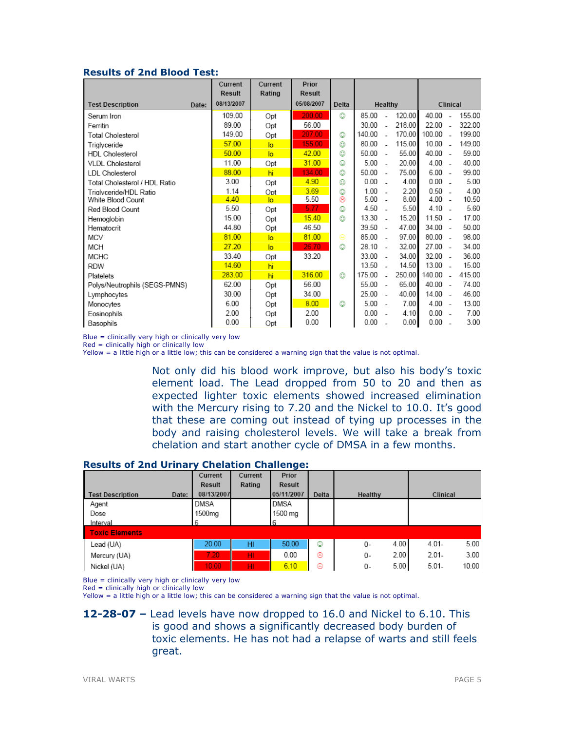### Results of 2nd Blood Test:

| Test Description | Date: | Current Result 08/13/2007 | Current Rating | Prior Result 05/08/2007 | Delta | Healthy | Clinical |
|---|---|---|---|---|---|---|---|
| Serum Iron | | 109.00 | Opt | 200.00 | ☺ | 85.00 - 120.00 | 40.00 - 155.00 |
| Ferritin | | 89.00 | Opt | 56.00 | | 30.00 - 218.00 | 22.00 - 322.00 |
| Total Cholesterol | | 149.00 | Opt | 207.00 | ☺ | 140.00 - 170.00 | 100.00 - 199.00 |
| Triglyceride | | 57.00 | lo | 155.00 | ☺ | 80.00 - 115.00 | 10.00 - 149.00 |
| HDL Cholesterol | | 50.00 | lo | 42.00 | ☺ | 50.00 - 55.00 | 40.00 - 59.00 |
| VLDL Cholesterol | | 11.00 | Opt | 31.00 | ☺ | 5.00 - 20.00 | 4.00 - 40.00 |
| LDL Cholesterol | | 88.00 | hi | 134.00 | ☺ | 50.00 - 75.00 | 6.00 - 99.00 |
| Total Cholesterol / HDL Ratio | | 3.00 | Opt | 4.90 | ☺ | 0.00 - 4.00 | 0.00 - 5.00 |
| Triglyceride/HDL Ratio | | 1.14 | Opt | 3.69 | ☺ | 1.00 - 2.20 | 0.50 - 4.00 |
| White Blood Count | | 4.40 | lo | 5.50 | ☹ | 5.00 - 8.00 | 4.00 - 10.50 |
| Red Blood Count | | 5.50 | Opt | 5.77 | ☺ | 4.50 - 5.50 | 4.10 - 5.60 |
| Hemoglobin | | 15.00 | Opt | 15.40 | ☺ | 13.30 - 15.20 | 11.50 - 17.00 |
| Hematocrit | | 44.80 | Opt | 46.50 | | 39.50 - 47.00 | 34.00 - 50.00 |
| MCV | | 81.00 | lo | 81.00 | ☺ | 85.00 - 97.00 | 80.00 - 98.00 |
| MCH | | 27.20 | lo | 26.70 | ☺ | 28.10 - 32.00 | 27.00 - 34.00 |
| MCHC | | 33.40 | Opt | 33.20 | | 33.00 - 34.00 | 32.00 - 36.00 |
| RDW | | 14.60 | hi | | | 13.50 - 14.50 | 13.00 - 15.00 |
| Platelets | | 283.00 | hi | 316.00 | ☺ | 175.00 - 250.00 | 140.00 - 415.00 |
| Polys/Neutrophils (SEGS-PMNS) | | 62.00 | Opt | 56.00 | | 55.00 - 65.00 | 40.00 - 74.00 |
| Lymphocytes | | 30.00 | Opt | 34.00 | | 25.00 - 40.00 | 14.00 - 46.00 |
| Monocytes | | 6.00 | Opt | 8.00 | ☺ | 5.00 - 7.00 | 4.00 - 13.00 |
| Eosinophils | | 2.00 | Opt | 2.00 | | 0.00 - 4.10 | 0.00 - 7.00 |
| Basophils | | 0.00 | Opt | 0.00 | | 0.00 - 0.00 | 0.00 - 3.00 |

Blue = clinically very high or clinically very low
Red = clinically high or clinically low
Yellow = a little high or a little low; this can be considered a warning sign that the value is not optimal.

Not only did his blood work improve, but also his body's toxic element load. The Lead dropped from 50 to 20 and then as expected lighter toxic elements showed increased elimination with the Mercury rising to 7.20 and the Nickel to 10.0. It's good that these are coming out instead of tying up processes in the body and raising cholesterol levels. We will take a break from chelation and start another cycle of DMSA in a few months.

### Results of 2nd Urinary Chelation Challenge:

| Test Description | Date: | Current Result 08/13/2007 | Current Rating | Prior Result 05/11/2007 | Delta | Healthy | Clinical |
|---|---|---|---|---|---|---|---|
| Agent | | DMSA | | DMSA | | | |
| Dose | | 1500mg | | 1500 mg | | | |
| Interval | | 6 | | 6 | | | |
| **Toxic Elements** | | | | | | | |
| Lead (UA) | | 20.00 | HI | 50.00 | ☺ | 0- 4.00 | 4.01- 5.00 |
| Mercury (UA) | | 7.20 | HI | 0.00 | ☹ | 0- 2.00 | 2.01- 3.00 |
| Nickel (UA) | | 10.00 | HI | 6.10 | ☹ | 0- 5.00 | 5.01- 10.00 |

Blue = clinically very high or clinically very low
Red = clinically high or clinically low
Yellow = a little high or a little low; this can be considered a warning sign that the value is not optimal.

**12-28-07 –** Lead levels have now dropped to 16.0 and Nickel to 6.10. This is good and shows a significantly decreased body burden of toxic elements. He has not had a relapse of warts and still feels great.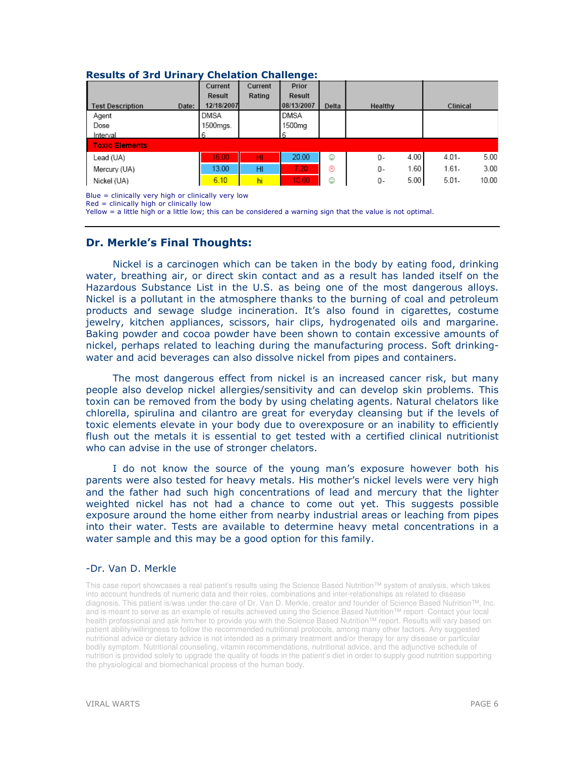### Results of 3rd Urinary Chelation Challenge:

| Test Description | Date: | Current Result 12/18/2007 | Current Rating | Prior Result 08/13/2007 | Delta | Healthy | | Clinical | |
|---|---|---|---|---|---|---|---|---|---|
| Agent | | DMSA | | DMSA | | | | | |
| Dose | | 1500mgs. | | 1500mg | | | | | |
| Interval | | 6 | | 6 | | | | | |
| **Toxic Elements** | | | | | | | | | |
| Lead (UA) | | 16.00 | HI | 20.00 | ☺ | 0- | 4.00 | 4.01- | 5.00 |
| Mercury (UA) | | 13.00 | HI | 7.20 | ☹ | 0- | 1.60 | 1.61- | 3.00 |
| Nickel (UA) | | 6.10 | hi | 10.00 | ☺ | 0- | 5.00 | 5.01- | 10.00 |

Blue = clinically very high or clinically very low
Red = clinically high or clinically low
Yellow = a little high or a little low; this can be considered a warning sign that the value is not optimal.

## Dr. Merkle's Final Thoughts:

Nickel is a carcinogen which can be taken in the body by eating food, drinking water, breathing air, or direct skin contact and as a result has landed itself on the Hazardous Substance List in the U.S. as being one of the most dangerous alloys. Nickel is a pollutant in the atmosphere thanks to the burning of coal and petroleum products and sewage sludge incineration. It's also found in cigarettes, costume jewelry, kitchen appliances, scissors, hair clips, hydrogenated oils and margarine. Baking powder and cocoa powder have been shown to contain excessive amounts of nickel, perhaps related to leaching during the manufacturing process. Soft drinking-water and acid beverages can also dissolve nickel from pipes and containers.

The most dangerous effect from nickel is an increased cancer risk, but many people also develop nickel allergies/sensitivity and can develop skin problems. This toxin can be removed from the body by using chelating agents. Natural chelators like chlorella, spirulina and cilantro are great for everyday cleansing but if the levels of toxic elements elevate in your body due to overexposure or an inability to efficiently flush out the metals it is essential to get tested with a certified clinical nutritionist who can advise in the use of stronger chelators.

I do not know the source of the young man's exposure however both his parents were also tested for heavy metals. His mother's nickel levels were very high and the father had such high concentrations of lead and mercury that the lighter weighted nickel has not had a chance to come out yet. This suggests possible exposure around the home either from nearby industrial areas or leaching from pipes into their water. Tests are available to determine heavy metal concentrations in a water sample and this may be a good option for this family.

-Dr. Van D. Merkle

This case report showcases a real patient's results using the Science Based Nutrition™ system of analysis, which takes into account hundreds of numeric data and their roles, combinations and inter-relationships as related to disease diagnosis. This patient is/was under the care of Dr. Van D. Merkle, creator and founder of Science Based Nutrition™, Inc. and is meant to serve as an example of results achieved using the Science Based Nutrition™ report Contact your local health professional and ask him/her to provide you with the Science Based Nutrition™ report. Results will vary based on patient ability/willingness to follow the recommended nutritional protocols, among many other factors. Any suggested nutritional advice or dietary advice is not intended as a primary treatment and/or therapy for any disease or particular bodily symptom. Nutritional counseling, vitamin recommendations, nutritional advice, and the adjunctive schedule of nutrition is provided solely to upgrade the quality of foods in the patient's diet in order to supply good nutrition supporting the physiological and biomechanical process of the human body.